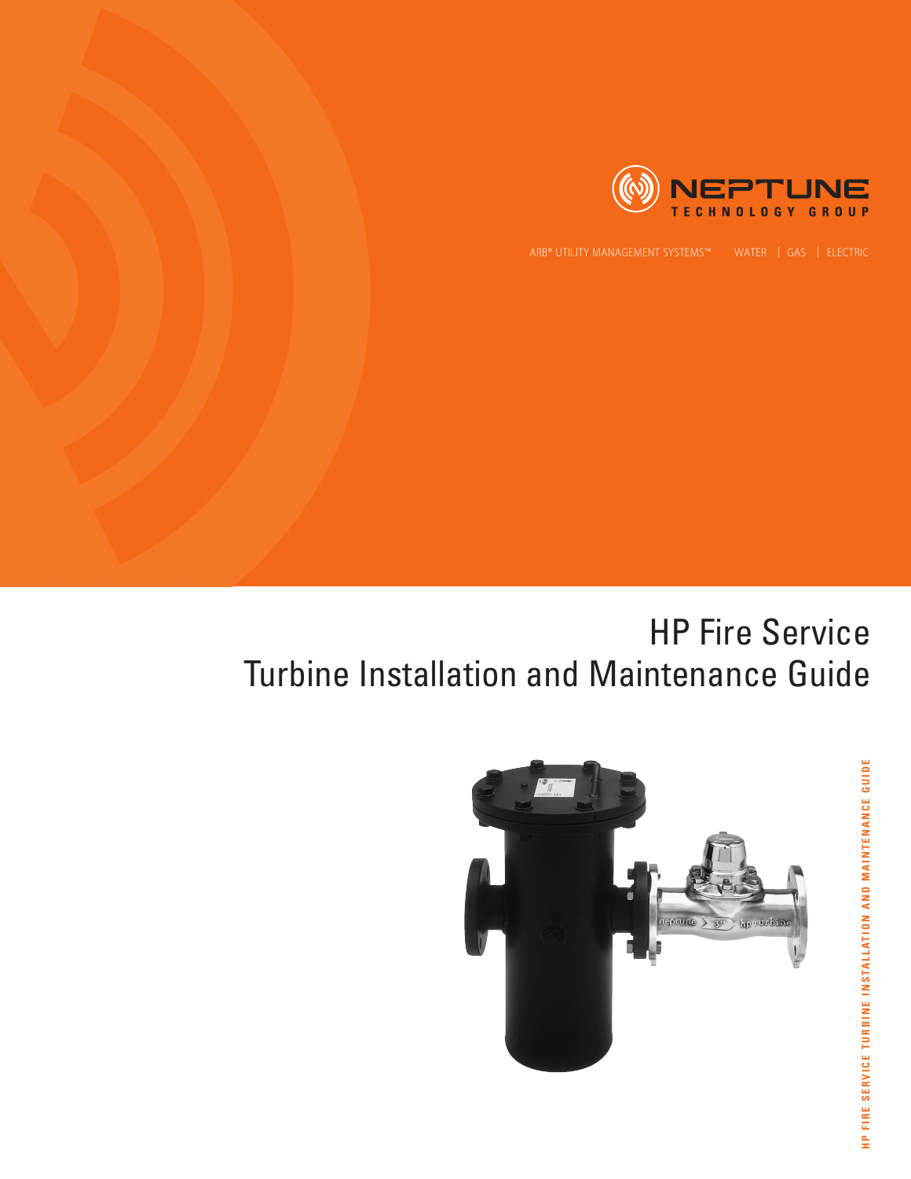NEPTUNE
TECHNOLOGY GROUP

ARB® UTILITY MANAGEMENT SYSTEMS™ WATER | GAS | ELECTRIC

# HP Fire Service Turbine Installation and Maintenance Guide

HP FIRE SERVICE TURBINE INSTALLATION AND MAINTENANCE GUIDE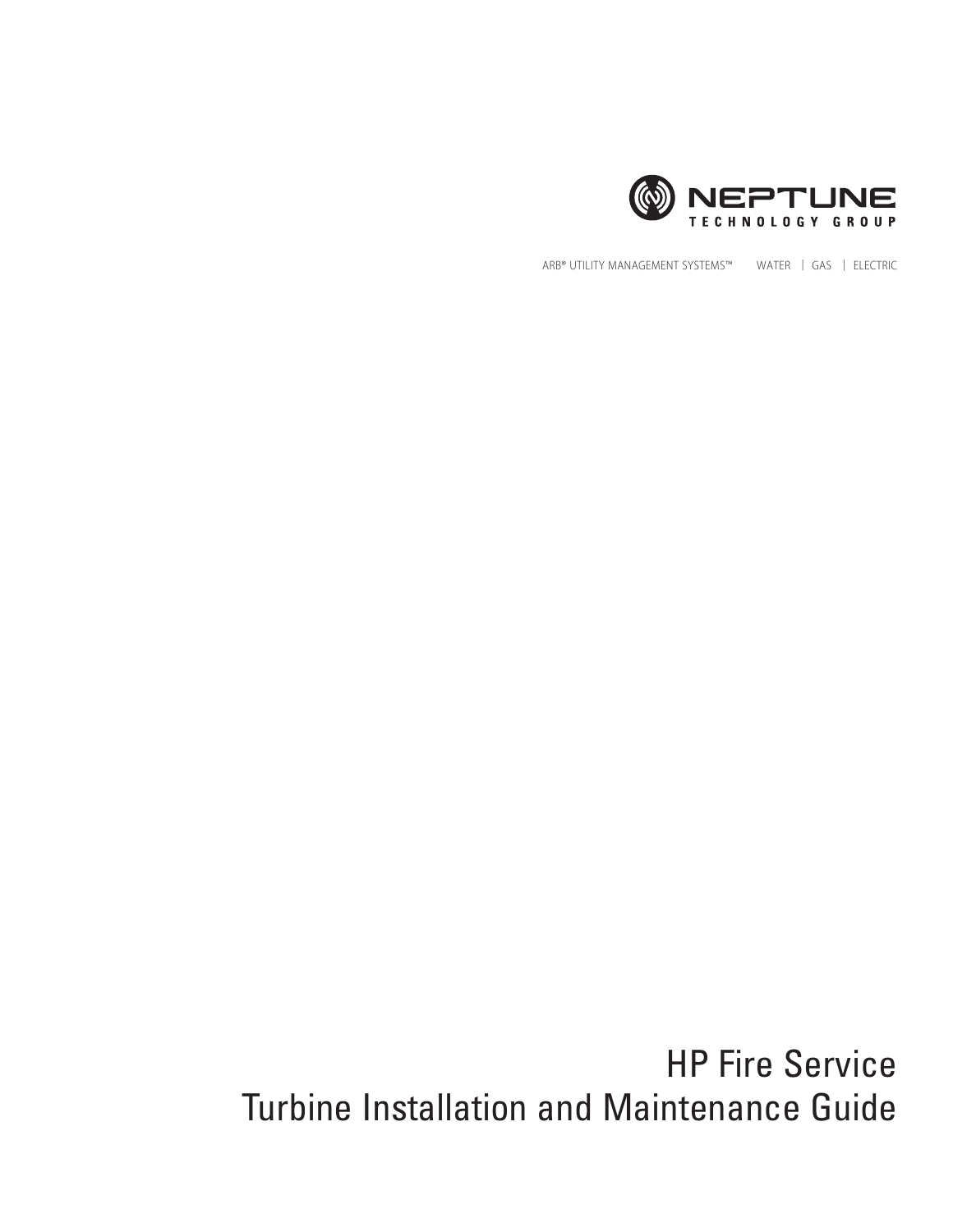NEPTUNE
TECHNOLOGY GROUP

ARB® UTILITY MANAGEMENT SYSTEMS™ WATER | GAS | ELECTRIC

# HP Fire Service
# Turbine Installation and Maintenance Guide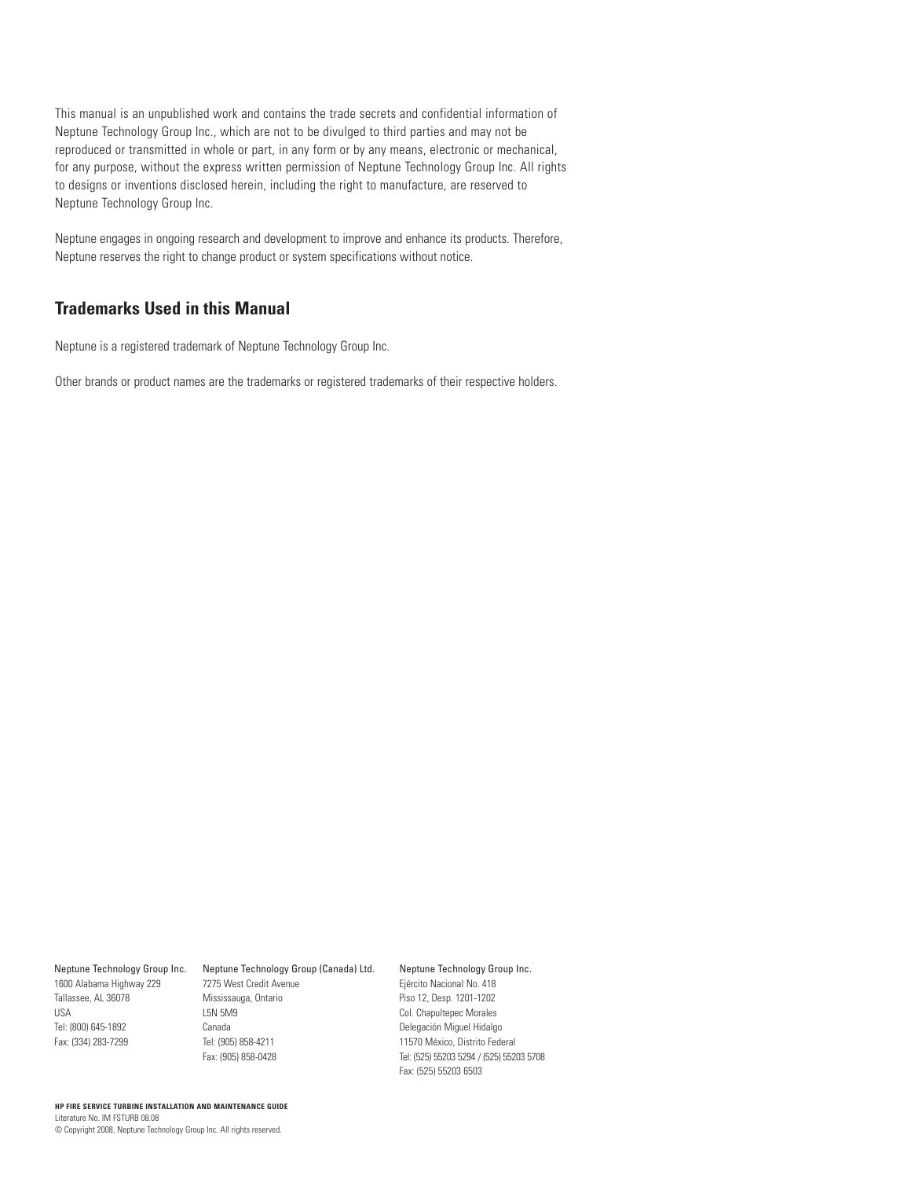This manual is an unpublished work and contains the trade secrets and confidential information of Neptune Technology Group Inc., which are not to be divulged to third parties and may not be reproduced or transmitted in whole or part, in any form or by any means, electronic or mechanical, for any purpose, without the express written permission of Neptune Technology Group Inc. All rights to designs or inventions disclosed herein, including the right to manufacture, are reserved to Neptune Technology Group Inc.

Neptune engages in ongoing research and development to improve and enhance its products. Therefore, Neptune reserves the right to change product or system specifications without notice.

## Trademarks Used in this Manual

Neptune is a registered trademark of Neptune Technology Group Inc.

Other brands or product names are the trademarks or registered trademarks of their respective holders.

Neptune Technology Group Inc.
1600 Alabama Highway 229
Tallassee, AL 36078
USA
Tel: (800) 645-1892
Fax: (334) 283-7299

Neptune Technology Group (Canada) Ltd.
7275 West Credit Avenue
Mississauga, Ontario
L5N 5M9
Canada
Tel: (905) 858-4211
Fax: (905) 858-0428

Neptune Technology Group Inc.
Ejército Nacional No. 418
Piso 12, Desp. 1201-1202
Col. Chapultepec Morales
Delegación Miguel Hidalgo
11570 México, Distrito Federal
Tel: (525) 55203 5294 / (525) 55203 5708
Fax: (525) 55203 6503

**HP FIRE SERVICE TURBINE INSTALLATION AND MAINTENANCE GUIDE**
Literature No. IM FSTURB 08.08
© Copyright 2008, Neptune Technology Group Inc. All rights reserved.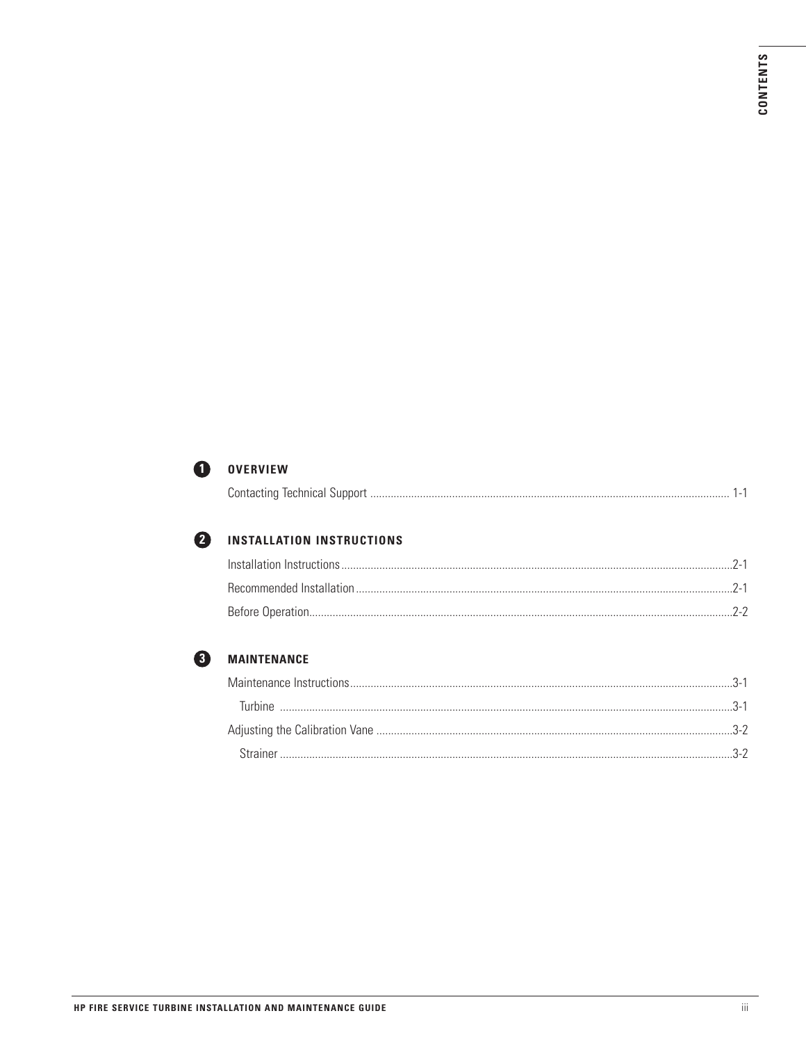# CONTENTS

## 1 OVERVIEW

Contacting Technical Support .......... 1-1

## 2 INSTALLATION INSTRUCTIONS

Installation Instructions .......... 2-1

Recommended Installation .......... 2-1

Before Operation .......... 2-2

## 3 MAINTENANCE

Maintenance Instructions .......... 3-1

- Turbine .......... 3-1

Adjusting the Calibration Vane .......... 3-2

- Strainer .......... 3-2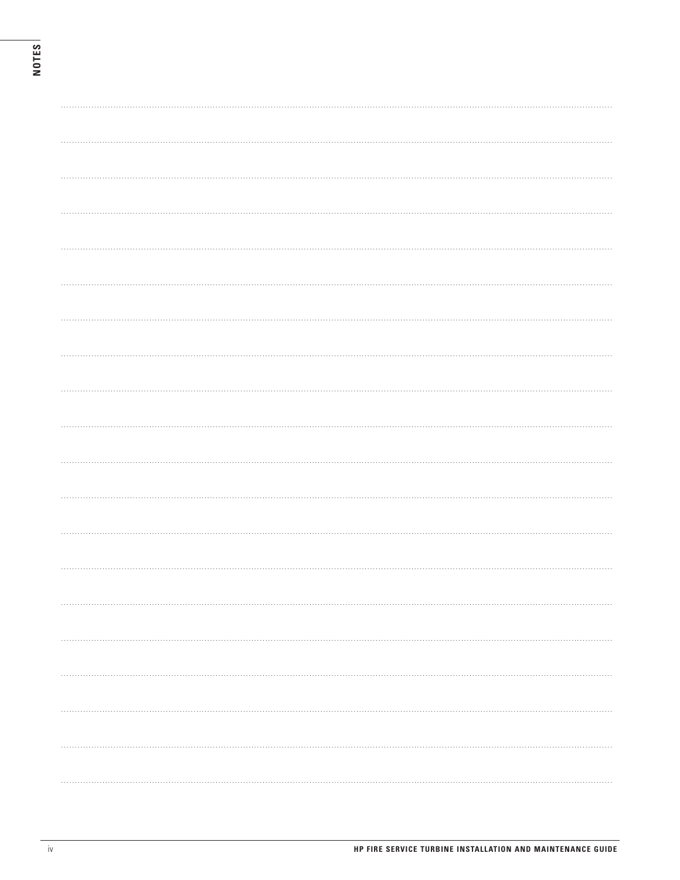# NOTES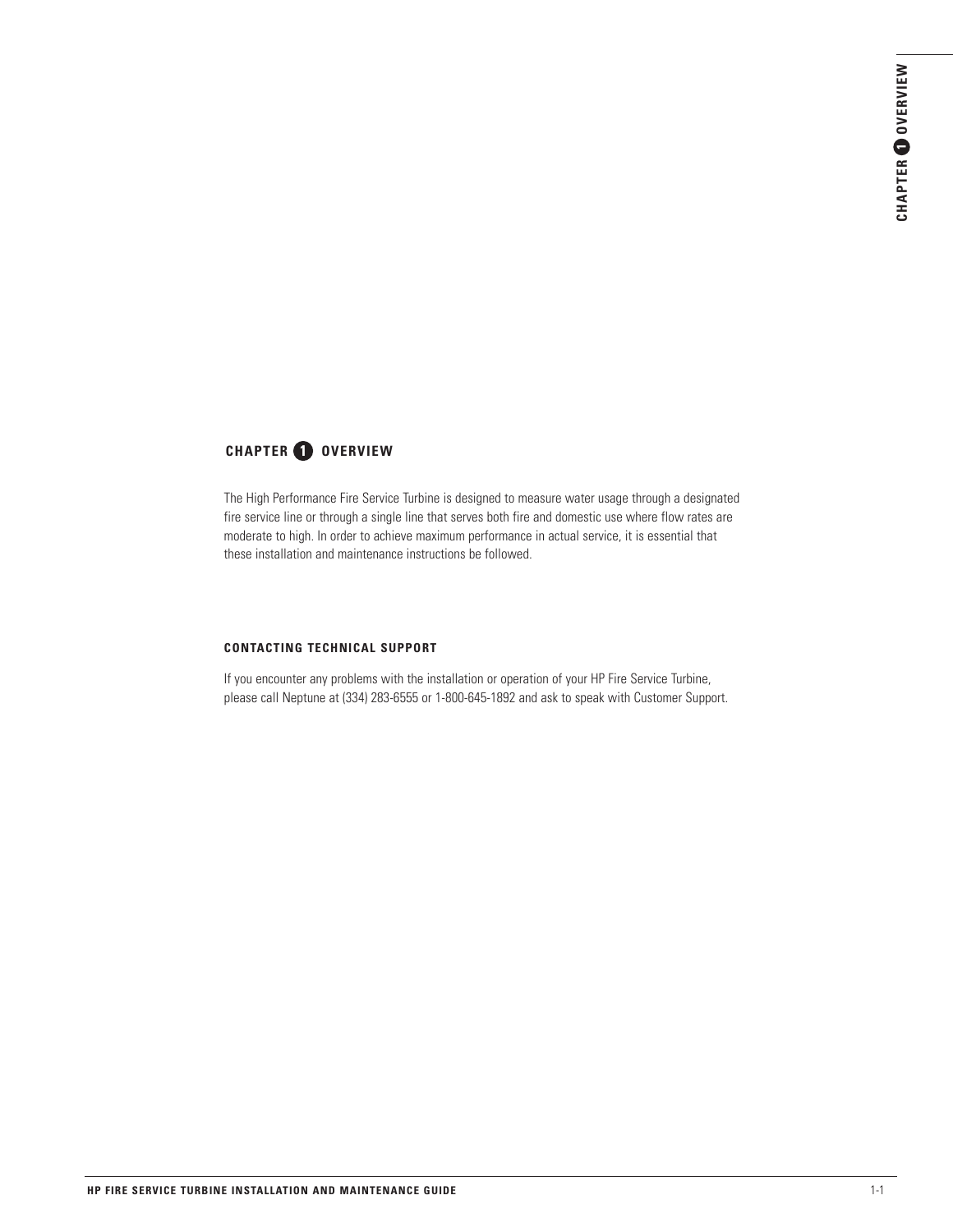# CHAPTER 1 OVERVIEW

The High Performance Fire Service Turbine is designed to measure water usage through a designated fire service line or through a single line that serves both fire and domestic use where flow rates are moderate to high. In order to achieve maximum performance in actual service, it is essential that these installation and maintenance instructions be followed.

## CONTACTING TECHNICAL SUPPORT

If you encounter any problems with the installation or operation of your HP Fire Service Turbine, please call Neptune at (334) 283-6555 or 1-800-645-1892 and ask to speak with Customer Support.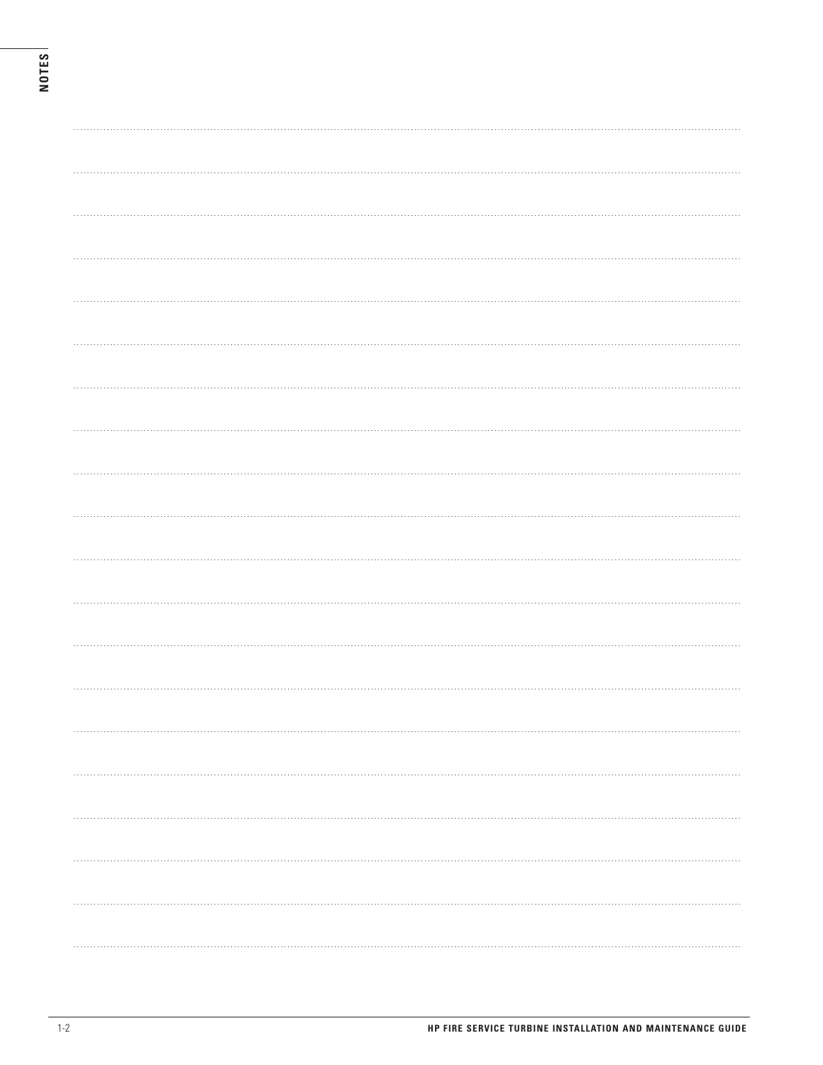# NOTES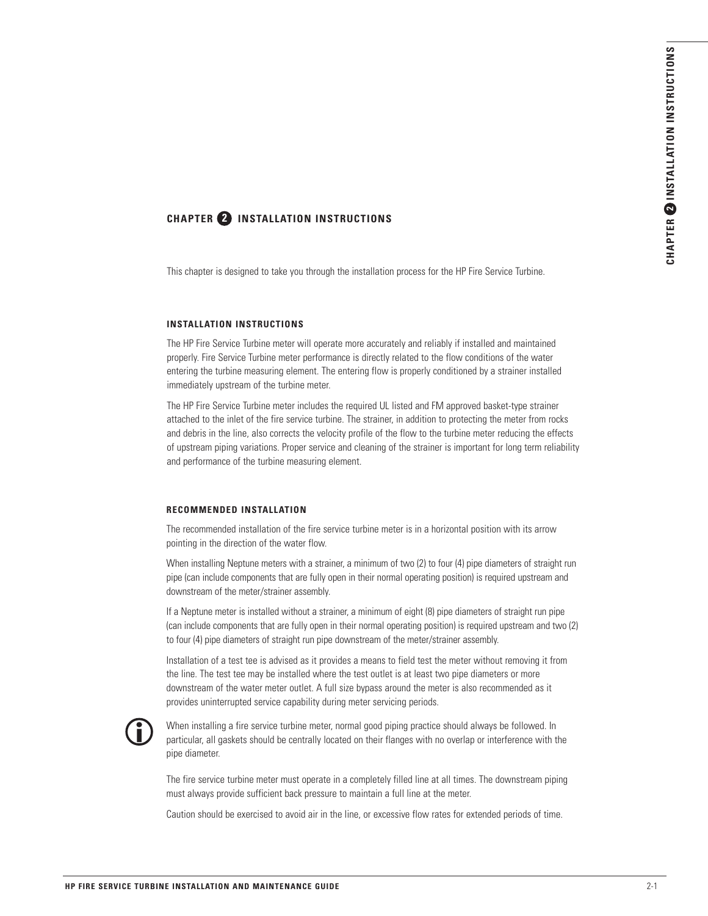# CHAPTER 2 INSTALLATION INSTRUCTIONS

This chapter is designed to take you through the installation process for the HP Fire Service Turbine.

## INSTALLATION INSTRUCTIONS

The HP Fire Service Turbine meter will operate more accurately and reliably if installed and maintained properly. Fire Service Turbine meter performance is directly related to the flow conditions of the water entering the turbine measuring element. The entering flow is properly conditioned by a strainer installed immediately upstream of the turbine meter.

The HP Fire Service Turbine meter includes the required UL listed and FM approved basket-type strainer attached to the inlet of the fire service turbine. The strainer, in addition to protecting the meter from rocks and debris in the line, also corrects the velocity profile of the flow to the turbine meter reducing the effects of upstream piping variations. Proper service and cleaning of the strainer is important for long term reliability and performance of the turbine measuring element.

## RECOMMENDED INSTALLATION

The recommended installation of the fire service turbine meter is in a horizontal position with its arrow pointing in the direction of the water flow.

When installing Neptune meters with a strainer, a minimum of two (2) to four (4) pipe diameters of straight run pipe (can include components that are fully open in their normal operating position) is required upstream and downstream of the meter/strainer assembly.

If a Neptune meter is installed without a strainer, a minimum of eight (8) pipe diameters of straight run pipe (can include components that are fully open in their normal operating position) is required upstream and two (2) to four (4) pipe diameters of straight run pipe downstream of the meter/strainer assembly.

Installation of a test tee is advised as it provides a means to field test the meter without removing it from the line. The test tee may be installed where the test outlet is at least two pipe diameters or more downstream of the water meter outlet. A full size bypass around the meter is also recommended as it provides uninterrupted service capability during meter servicing periods.

When installing a fire service turbine meter, normal good piping practice should always be followed. In particular, all gaskets should be centrally located on their flanges with no overlap or interference with the pipe diameter.

The fire service turbine meter must operate in a completely filled line at all times. The downstream piping must always provide sufficient back pressure to maintain a full line at the meter.

Caution should be exercised to avoid air in the line, or excessive flow rates for extended periods of time.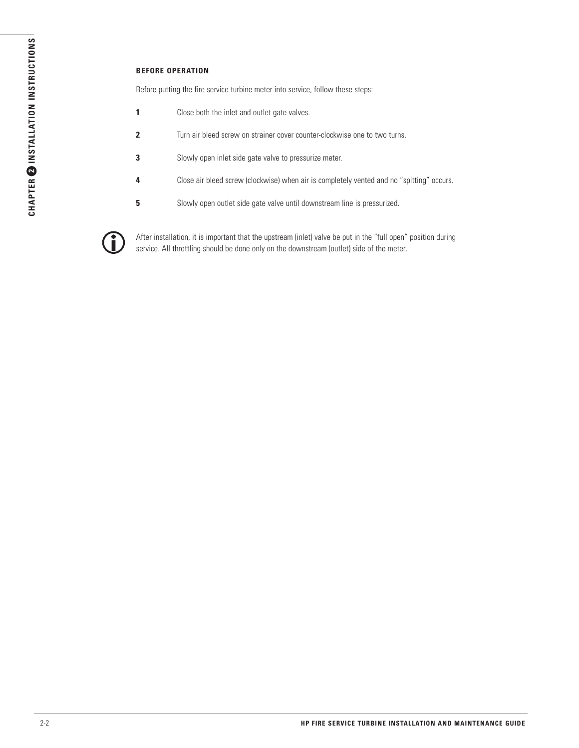### BEFORE OPERATION

Before putting the fire service turbine meter into service, follow these steps:

1. Close both the inlet and outlet gate valves.
2. Turn air bleed screw on strainer cover counter-clockwise one to two turns.
3. Slowly open inlet side gate valve to pressurize meter.
4. Close air bleed screw (clockwise) when air is completely vented and no “spitting” occurs.
5. Slowly open outlet side gate valve until downstream line is pressurized.

After installation, it is important that the upstream (inlet) valve be put in the “full open” position during service. All throttling should be done only on the downstream (outlet) side of the meter.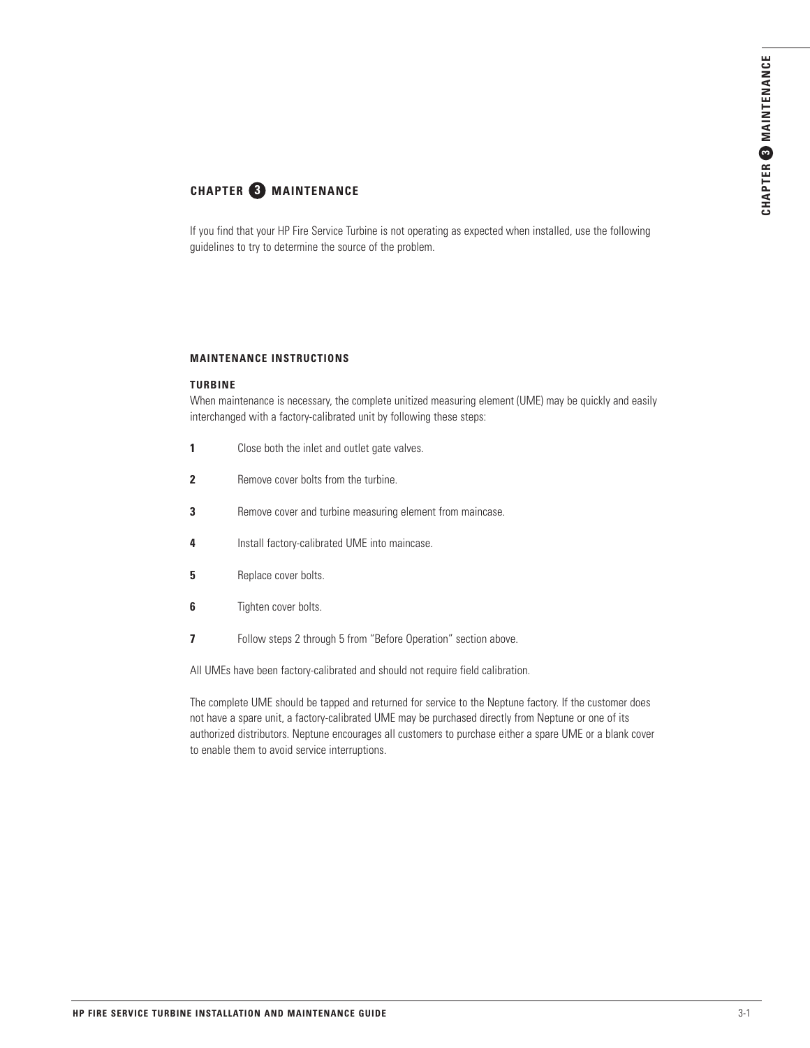# CHAPTER 3 MAINTENANCE

If you find that your HP Fire Service Turbine is not operating as expected when installed, use the following guidelines to try to determine the source of the problem.

## MAINTENANCE INSTRUCTIONS

### TURBINE

When maintenance is necessary, the complete unitized measuring element (UME) may be quickly and easily interchanged with a factory-calibrated unit by following these steps:

1. Close both the inlet and outlet gate valves.
2. Remove cover bolts from the turbine.
3. Remove cover and turbine measuring element from maincase.
4. Install factory-calibrated UME into maincase.
5. Replace cover bolts.
6. Tighten cover bolts.
7. Follow steps 2 through 5 from "Before Operation" section above.

All UMEs have been factory-calibrated and should not require field calibration.

The complete UME should be tapped and returned for service to the Neptune factory. If the customer does not have a spare unit, a factory-calibrated UME may be purchased directly from Neptune or one of its authorized distributors. Neptune encourages all customers to purchase either a spare UME or a blank cover to enable them to avoid service interruptions.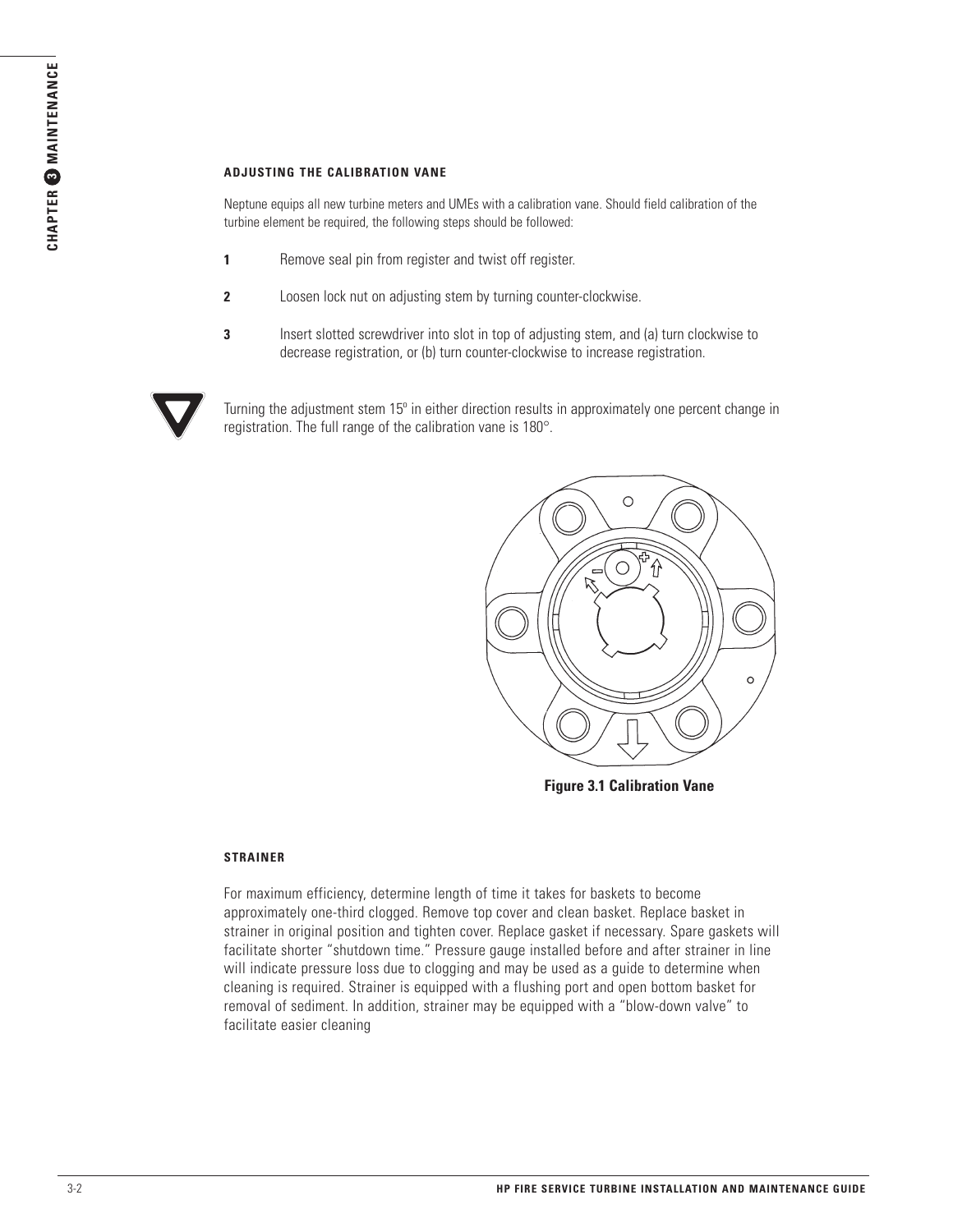### ADJUSTING THE CALIBRATION VANE

Neptune equips all new turbine meters and UMEs with a calibration vane. Should field calibration of the turbine element be required, the following steps should be followed:

1. Remove seal pin from register and twist off register.
2. Loosen lock nut on adjusting stem by turning counter-clockwise.
3. Insert slotted screwdriver into slot in top of adjusting stem, and (a) turn clockwise to decrease registration, or (b) turn counter-clockwise to increase registration.

Turning the adjustment stem 15º in either direction results in approximately one percent change in registration. The full range of the calibration vane is 180°.

**Figure 3.1 Calibration Vane**

### STRAINER

For maximum efficiency, determine length of time it takes for baskets to become approximately one-third clogged. Remove top cover and clean basket. Replace basket in strainer in original position and tighten cover. Replace gasket if necessary. Spare gaskets will facilitate shorter "shutdown time." Pressure gauge installed before and after strainer in line will indicate pressure loss due to clogging and may be used as a guide to determine when cleaning is required. Strainer is equipped with a flushing port and open bottom basket for removal of sediment. In addition, strainer may be equipped with a "blow-down valve" to facilitate easier cleaning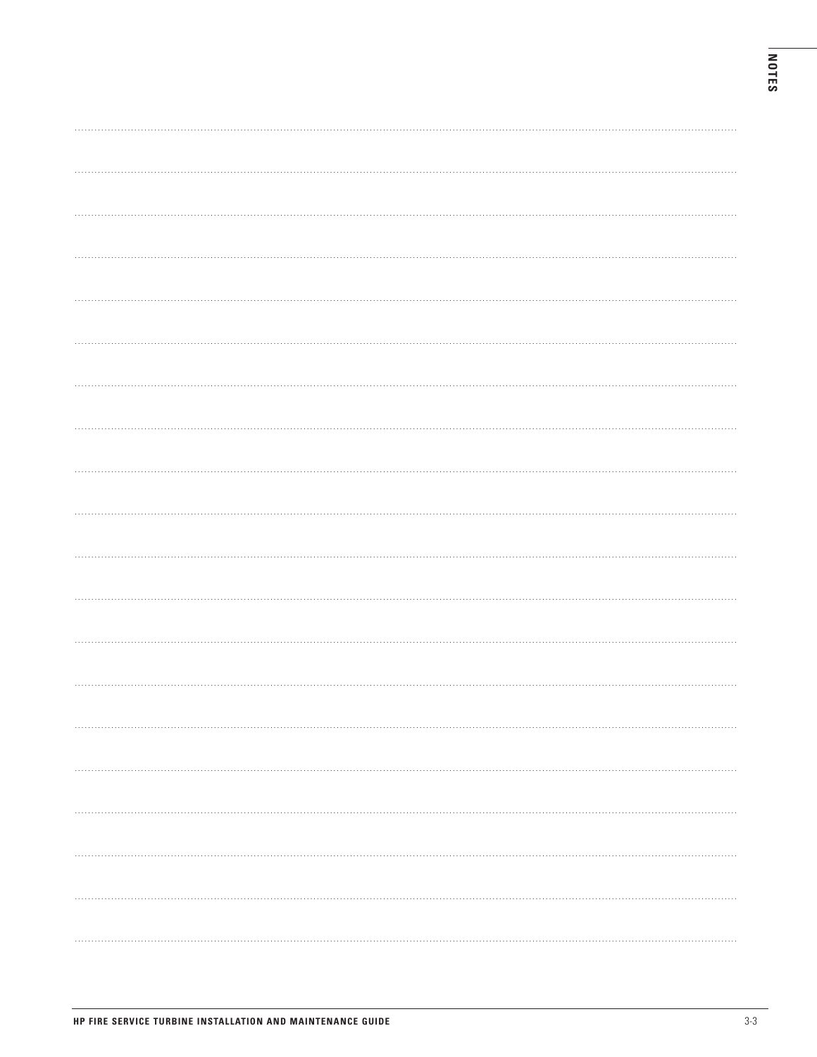# NOTES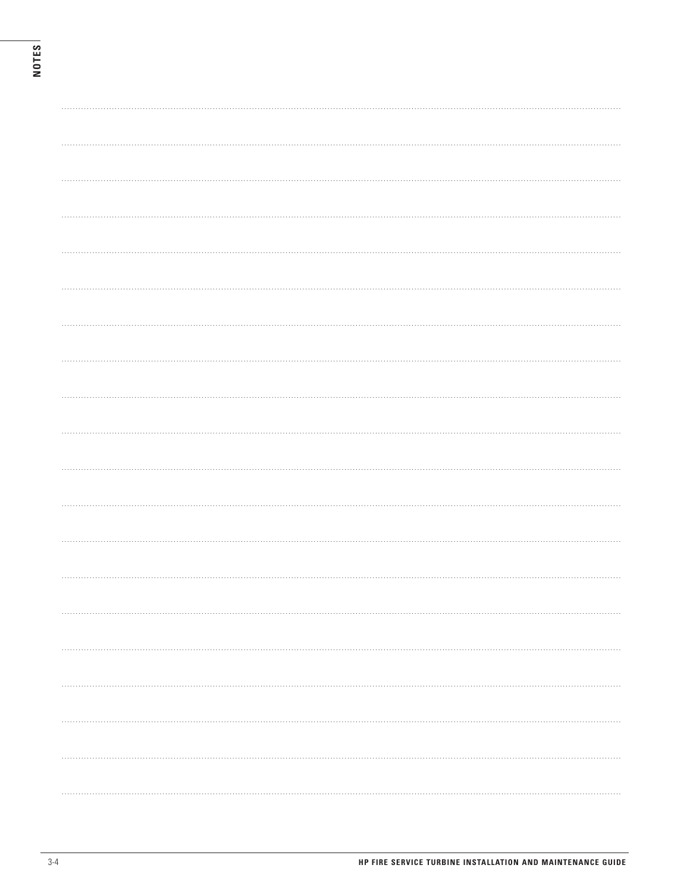# NOTES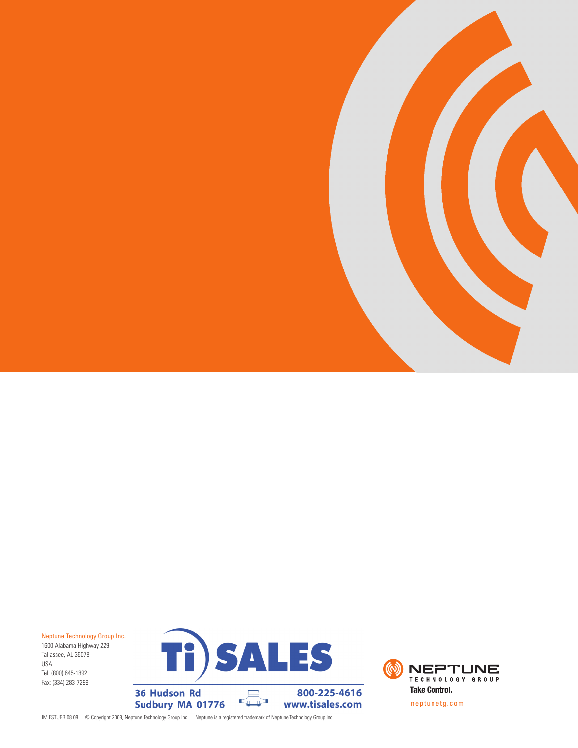Neptune Technology Group Inc.
1600 Alabama Highway 229
Tallassee, AL 36078
USA
Tel: (800) 645-1892
Fax: (334) 283-7299

Ti SALES
36 Hudson Rd
Sudbury MA 01776
800-225-4616
www.tisales.com

NEPTUNE
TECHNOLOGY GROUP
Take Control.
neptunetg.com

IM FSTURB 08.08 © Copyright 2008, Neptune Technology Group Inc. Neptune is a registered trademark of Neptune Technology Group Inc.